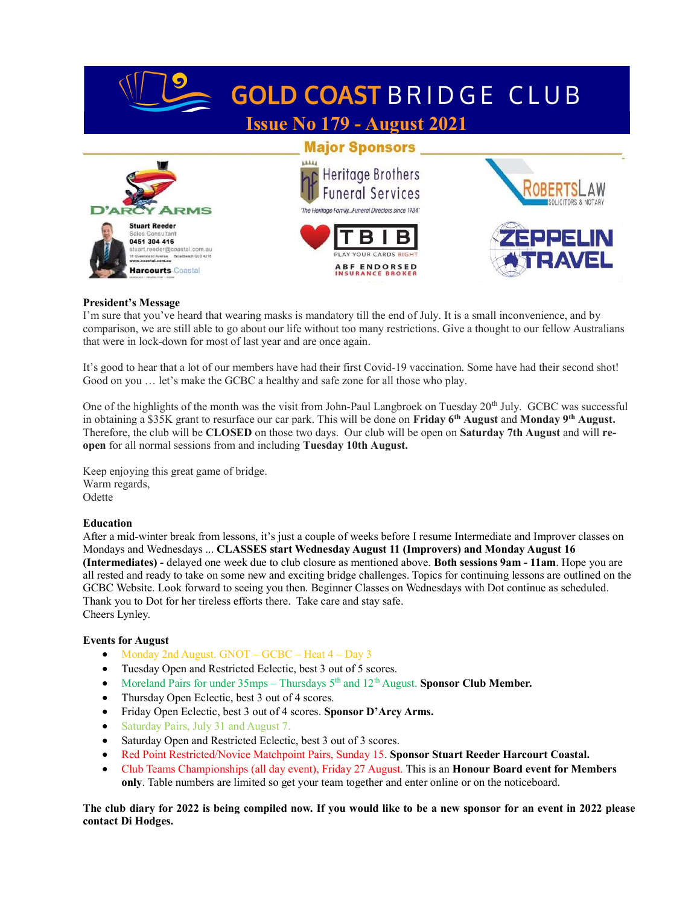# GOLD COAST BRIDGE CLUB

## Issue No 179 - August 2021

### Major Sponsors

D'ARCY ARMS

Stuart Reeder
Sales Consultant
0451 304 416
stuart.reeder@coastal.com.au
Harcourts Coastal

Heritage Brothers Funeral Services
'The Heritage Family...Funeral Directors since 1934'

ROBERTSLAW
SOLICITORS & NOTARY

TBIB
PLAY YOUR CARDS RIGHT
ABF ENDORSED INSURANCE BROKER

ZEPPELIN TRAVEL

**President's Message**

I'm sure that you've heard that wearing masks is mandatory till the end of July. It is a small inconvenience, and by comparison, we are still able to go about our life without too many restrictions. Give a thought to our fellow Australians that were in lock-down for most of last year and are once again.

It's good to hear that a lot of our members have had their first Covid-19 vaccination. Some have had their second shot! Good on you … let's make the GCBC a healthy and safe zone for all those who play.

One of the highlights of the month was the visit from John-Paul Langbroek on Tuesday 20th July. GCBC was successful in obtaining a $35K grant to resurface our car park. This will be done on **Friday 6th August** and **Monday 9th August.** Therefore, the club will be **CLOSED** on those two days. Our club will be open on **Saturday 7th August** and will **re-open** for all normal sessions from and including **Tuesday 10th August.**

Keep enjoying this great game of bridge.
Warm regards,
Odette

**Education**

After a mid-winter break from lessons, it's just a couple of weeks before I resume Intermediate and Improver classes on Mondays and Wednesdays ... **CLASSES start Wednesday August 11 (Improvers) and Monday August 16 (Intermediates) -** delayed one week due to club closure as mentioned above. **Both sessions 9am - 11am**. Hope you are all rested and ready to take on some new and exciting bridge challenges. Topics for continuing lessons are outlined on the GCBC Website. Look forward to seeing you then. Beginner Classes on Wednesdays with Dot continue as scheduled. Thank you to Dot for her tireless efforts there. Take care and stay safe.
Cheers Lynley.

**Events for August**

- Monday 2nd August. GNOT – GCBC – Heat 4 – Day 3
- Tuesday Open and Restricted Eclectic, best 3 out of 5 scores.
- Moreland Pairs for under 35mps – Thursdays 5th and 12th August. **Sponsor Club Member.**
- Thursday Open Eclectic, best 3 out of 4 scores.
- Friday Open Eclectic, best 3 out of 4 scores. **Sponsor D'Arcy Arms.**
- Saturday Pairs, July 31 and August 7.
- Saturday Open and Restricted Eclectic, best 3 out of 3 scores.
- Red Point Restricted/Novice Matchpoint Pairs, Sunday 15. **Sponsor Stuart Reeder Harcourt Coastal.**
- Club Teams Championships (all day event), Friday 27 August. This is an **Honour Board event for Members only**. Table numbers are limited so get your team together and enter online or on the noticeboard.

**The club diary for 2022 is being compiled now. If you would like to be a new sponsor for an event in 2022 please contact Di Hodges.**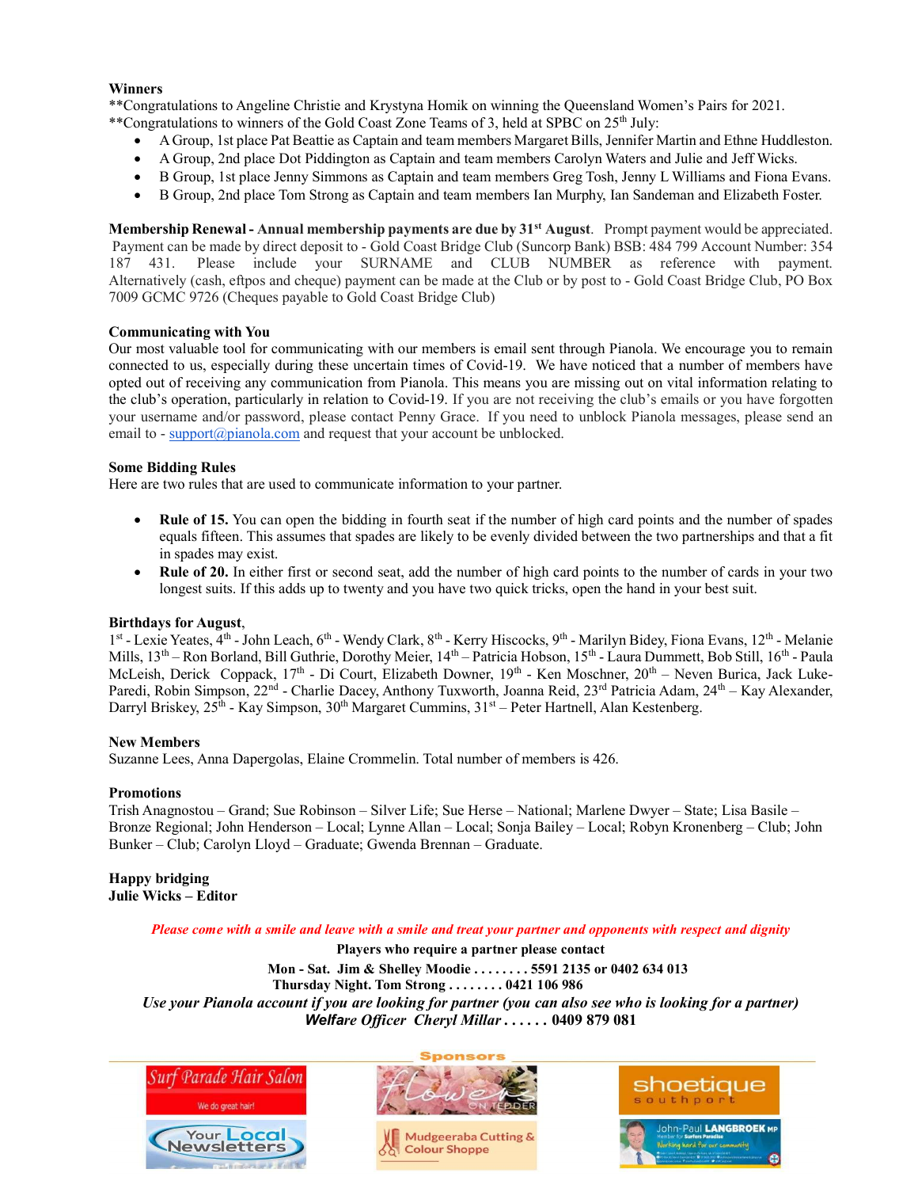**Winners**

**Congratulations to Angeline Christie and Krystyna Homik on winning the Queensland Women's Pairs for 2021.
**Congratulations to winners of the Gold Coast Zone Teams of 3, held at SPBC on 25th July:

- A Group, 1st place Pat Beattie as Captain and team members Margaret Bills, Jennifer Martin and Ethne Huddleston.
- A Group, 2nd place Dot Piddington as Captain and team members Carolyn Waters and Julie and Jeff Wicks.
- B Group, 1st place Jenny Simmons as Captain and team members Greg Tosh, Jenny L Williams and Fiona Evans.
- B Group, 2nd place Tom Strong as Captain and team members Ian Murphy, Ian Sandeman and Elizabeth Foster.

**Membership Renewal - Annual membership payments are due by 31st August**. Prompt payment would be appreciated. Payment can be made by direct deposit to - Gold Coast Bridge Club (Suncorp Bank) BSB: 484 799 Account Number: 354 187 431. Please include your SURNAME and CLUB NUMBER as reference with payment. Alternatively (cash, eftpos and cheque) payment can be made at the Club or by post to - Gold Coast Bridge Club, PO Box 7009 GCMC 9726 (Cheques payable to Gold Coast Bridge Club)

**Communicating with You**

Our most valuable tool for communicating with our members is email sent through Pianola. We encourage you to remain connected to us, especially during these uncertain times of Covid-19. We have noticed that a number of members have opted out of receiving any communication from Pianola. This means you are missing out on vital information relating to the club's operation, particularly in relation to Covid-19. If you are not receiving the club's emails or you have forgotten your username and/or password, please contact Penny Grace. If you need to unblock Pianola messages, please send an email to - support@pianola.com and request that your account be unblocked.

**Some Bidding Rules**

Here are two rules that are used to communicate information to your partner.

- **Rule of 15.** You can open the bidding in fourth seat if the number of high card points and the number of spades equals fifteen. This assumes that spades are likely to be evenly divided between the two partnerships and that a fit in spades may exist.
- **Rule of 20.** In either first or second seat, add the number of high card points to the number of cards in your two longest suits. If this adds up to twenty and you have two quick tricks, open the hand in your best suit.

**Birthdays for August**,

1st - Lexie Yeates, 4th - John Leach, 6th - Wendy Clark, 8th - Kerry Hiscocks, 9th - Marilyn Bidey, Fiona Evans, 12th - Melanie Mills, 13th – Ron Borland, Bill Guthrie, Dorothy Meier, 14th – Patricia Hobson, 15th - Laura Dummett, Bob Still, 16th - Paula McLeish, Derick Coppack, 17th - Di Court, Elizabeth Downer, 19th - Ken Moschner, 20th – Neven Burica, Jack Luke-Paredi, Robin Simpson, 22nd - Charlie Dacey, Anthony Tuxworth, Joanna Reid, 23rd Patricia Adam, 24th – Kay Alexander, Darryl Briskey, 25th - Kay Simpson, 30th Margaret Cummins, 31st – Peter Hartnell, Alan Kestenberg.

**New Members**

Suzanne Lees, Anna Dapergolas, Elaine Crommelin. Total number of members is 426.

**Promotions**

Trish Anagnostou – Grand; Sue Robinson – Silver Life; Sue Herse – National; Marlene Dwyer – State; Lisa Basile – Bronze Regional; John Henderson – Local; Lynne Allan – Local; Sonja Bailey – Local; Robyn Kronenberg – Club; John Bunker – Club; Carolyn Lloyd – Graduate; Gwenda Brennan – Graduate.

**Happy bridging**
**Julie Wicks – Editor**

***Please come with a smile and leave with a smile and treat your partner and opponents with respect and dignity***

**Players who require a partner please contact**

**Mon - Sat. Jim & Shelley Moodie . . . . . . . . 5591 2135 or 0402 634 013**

**Thursday Night. Tom Strong . . . . . . . . 0421 106 986**

***Use your Pianola account if you are looking for partner (you can also see who is looking for a partner)***

***Welfare Officer Cheryl Millar . . . . . .* 0409 879 081**

Sponsors

Surf Parade Hair Salon — We do great hair!

Flowers on Tedder

shoetique southport

Your Local Newsletters

Mudgeeraba Cutting & Colour Shoppe

John-Paul LANGBROEK MP — Member for Surfers Paradise — Working hard for our community